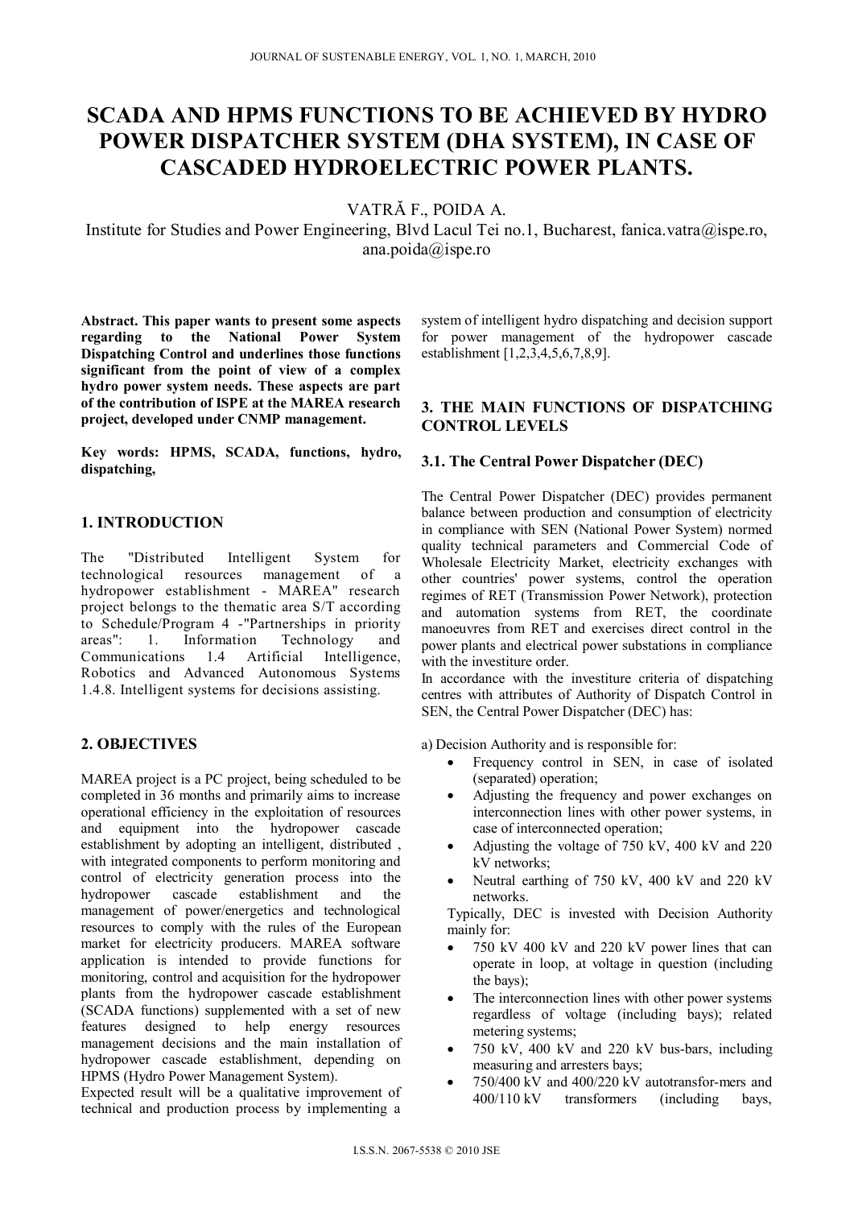# SCADA AND HPMS FUNCTIONS TO BE ACHIEVED BY HYDRO POWER DISPATCHER SYSTEM (DHA SYSTEM), IN CASE OF CASCADED HYDROELECTRIC POWER PLANTS.

VATRĂ F., POIDA A.

Institute for Studies and Power Engineering, Blvd Lacul Tei no.1, Bucharest, fanica.vatra@ispe.ro, ana.poida@ispe.ro

**Abstract. This paper wants to present some aspects regarding to the National Power System Dispatching Control and underlines those functions significant from the point of view of a complex hydro power system needs. These aspects are part of the contribution of ISPE at the MAREA research project, developed under CNMP management.**

**Key words: HPMS, SCADA, functions, hydro, dispatching,**

## 1. INTRODUCTION

The "Distributed Intelligent System for technological resources management of a hydropower establishment - MAREA" research project belongs to the thematic area S/T according to Schedule/Program 4 -"Partnerships in priority areas": 1. Information Technology and Communications 1.4 Artificial Intelligence, Robotics and Advanced Autonomous Systems 1.4.8. Intelligent systems for decisions assisting.

## 2. OBJECTIVES

MAREA project is a PC project, being scheduled to be completed in 36 months and primarily aims to increase operational efficiency in the exploitation of resources and equipment into the hydropower cascade establishment by adopting an intelligent, distributed , with integrated components to perform monitoring and control of electricity generation process into the hydropower cascade establishment and the management of power/energetics and technological resources to comply with the rules of the European market for electricity producers. MAREA software application is intended to provide functions for monitoring, control and acquisition for the hydropower plants from the hydropower cascade establishment (SCADA functions) supplemented with a set of new features designed to help energy resources management decisions and the main installation of hydropower cascade establishment, depending on HPMS (Hydro Power Management System).

Expected result will be a qualitative improvement of technical and production process by implementing a system of intelligent hydro dispatching and decision support for power management of the hydropower cascade establishment [1,2,3,4,5,6,7,8,9].

## 3. THE MAIN FUNCTIONS OF DISPATCHING CONTROL LEVELS

### 3.1. The Central Power Dispatcher (DEC)

The Central Power Dispatcher (DEC) provides permanent balance between production and consumption of electricity in compliance with SEN (National Power System) normed quality technical parameters and Commercial Code of Wholesale Electricity Market, electricity exchanges with other countries' power systems, control the operation regimes of RET (Transmission Power Network), protection and automation systems from RET, the coordinate manoeuvres from RET and exercises direct control in the power plants and electrical power substations in compliance with the investiture order.

In accordance with the investiture criteria of dispatching centres with attributes of Authority of Dispatch Control in SEN, the Central Power Dispatcher (DEC) has:

a) Decision Authority and is responsible for:

- Frequency control in SEN, in case of isolated (separated) operation;
- Adjusting the frequency and power exchanges on interconnection lines with other power systems, in case of interconnected operation;
- Adjusting the voltage of 750 kV, 400 kV and 220 kV networks;
- Neutral earthing of 750 kV, 400 kV and 220 kV networks.

Typically, DEC is invested with Decision Authority mainly for:

- 750 kV 400 kV and 220 kV power lines that can operate in loop, at voltage in question (including the bays);
- The interconnection lines with other power systems regardless of voltage (including bays); related metering systems;
- 750 kV, 400 kV and 220 kV bus-bars, including measuring and arresters bays;
- 750/400 kV and 400/220 kV autotransfor-mers and 400/110 kV transformers (including bays,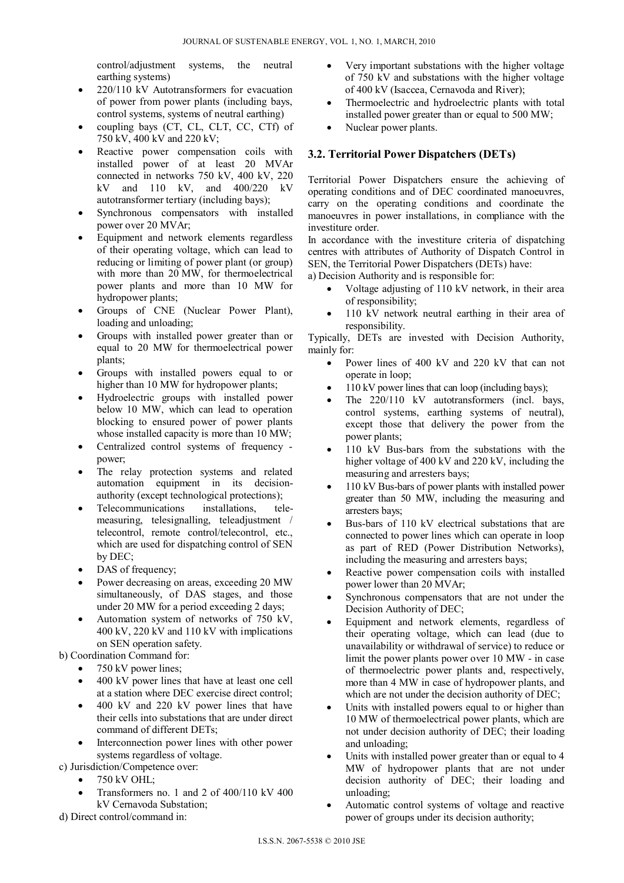control/adjustment systems, the neutral earthing systems)

- 220/110 kV Autotransformers for evacuation of power from power plants (including bays, control systems, systems of neutral earthing)
- coupling bays (CT, CL, CLT, CC, CTf) of 750 kV, 400 kV and 220 kV;
- Reactive power compensation coils with installed power of at least 20 MVAr connected in networks 750 kV, 400 kV, 220 kV and 110 kV, and 400/220 kV autotransformer tertiary (including bays);
- Synchronous compensators with installed power over 20 MVAr;
- Equipment and network elements regardless of their operating voltage, which can lead to reducing or limiting of power plant (or group) with more than 20 MW, for thermoelectrical power plants and more than 10 MW for hydropower plants;
- Groups of CNE (Nuclear Power Plant), loading and unloading;
- Groups with installed power greater than or equal to 20 MW for thermoelectrical power plants;
- Groups with installed powers equal to or higher than 10 MW for hydropower plants;
- Hydroelectric groups with installed power below 10 MW, which can lead to operation blocking to ensured power of power plants whose installed capacity is more than 10 MW;
- Centralized control systems of frequency - power;
- The relay protection systems and related automation equipment in its decision-authority (except technological protections);
- Telecommunications installations, tele-measuring, telesignalling, teleadjustment / telecontrol, remote control/telecontrol, etc., which are used for dispatching control of SEN by DEC;
- DAS of frequency;
- Power decreasing on areas, exceeding 20 MW simultaneously, of DAS stages, and those under 20 MW for a period exceeding 2 days;
- Automation system of networks of 750 kV, 400 kV, 220 kV and 110 kV with implications on SEN operation safety.

b) Coordination Command for:

- 750 kV power lines;
- 400 kV power lines that have at least one cell at a station where DEC exercise direct control;
- 400 kV and 220 kV power lines that have their cells into substations that are under direct command of different DETs;
- Interconnection power lines with other power systems regardless of voltage.

c) Jurisdiction/Competence over:

- 750 kV OHL;
- Transformers no. 1 and 2 of 400/110 kV 400 kV Cernavoda Substation;

d) Direct control/command in:

- Very important substations with the higher voltage of 750 kV and substations with the higher voltage of 400 kV (Isaccea, Cernavoda and River);
- Thermoelectric and hydroelectric plants with total installed power greater than or equal to 500 MW;
- Nuclear power plants.

### 3.2. Territorial Power Dispatchers (DETs)

Territorial Power Dispatchers ensure the achieving of operating conditions and of DEC coordinated manoeuvres, carry on the operating conditions and coordinate the manoeuvres in power installations, in compliance with the investiture order.

In accordance with the investiture criteria of dispatching centres with attributes of Authority of Dispatch Control in SEN, the Territorial Power Dispatchers (DETs) have:

a) Decision Authority and is responsible for:

- Voltage adjusting of 110 kV network, in their area of responsibility;
- 110 kV network neutral earthing in their area of responsibility.

Typically, DETs are invested with Decision Authority, mainly for:

- Power lines of 400 kV and 220 kV that can not operate in loop;
- 110 kV power lines that can loop (including bays);
- The 220/110 kV autotransformers (incl. bays, control systems, earthing systems of neutral), except those that delivery the power from the power plants;
- 110 kV Bus-bars from the substations with the higher voltage of 400 kV and 220 kV, including the measuring and arresters bays;
- 110 kV Bus-bars of power plants with installed power greater than 50 MW, including the measuring and arresters bays;
- Bus-bars of 110 kV electrical substations that are connected to power lines which can operate in loop as part of RED (Power Distribution Networks), including the measuring and arresters bays;
- Reactive power compensation coils with installed power lower than 20 MVAr;
- Synchronous compensators that are not under the Decision Authority of DEC;
- Equipment and network elements, regardless of their operating voltage, which can lead (due to unavailability or withdrawal of service) to reduce or limit the power plants power over 10 MW - in case of thermoelectric power plants and, respectively, more than 4 MW in case of hydropower plants, and which are not under the decision authority of DEC;
- Units with installed powers equal to or higher than 10 MW of thermoelectrical power plants, which are not under decision authority of DEC; their loading and unloading;
- Units with installed power greater than or equal to 4 MW of hydropower plants that are not under decision authority of DEC; their loading and unloading;
- Automatic control systems of voltage and reactive power of groups under its decision authority;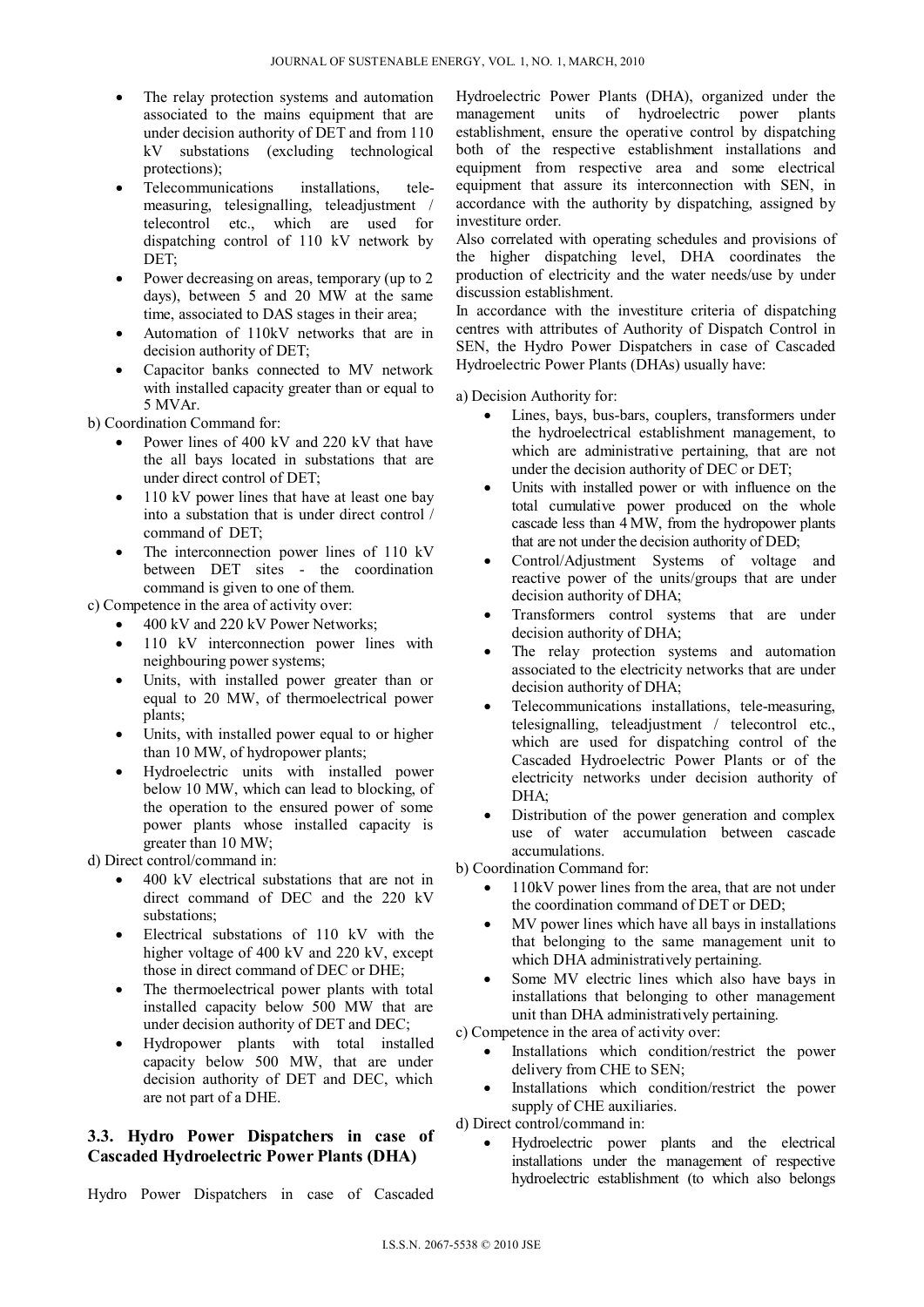- The relay protection systems and automation associated to the mains equipment that are under decision authority of DET and from 110 kV substations (excluding technological protections);
- Telecommunications installations, tele-measuring, telesignalling, teleadjustment / telecontrol etc., which are used for dispatching control of 110 kV network by DET;
- Power decreasing on areas, temporary (up to 2 days), between 5 and 20 MW at the same time, associated to DAS stages in their area;
- Automation of 110kV networks that are in decision authority of DET;
- Capacitor banks connected to MV network with installed capacity greater than or equal to 5 MVAr.

b) Coordination Command for:

- Power lines of 400 kV and 220 kV that have the all bays located in substations that are under direct control of DET;
- 110 kV power lines that have at least one bay into a substation that is under direct control / command of DET;
- The interconnection power lines of 110 kV between DET sites - the coordination command is given to one of them.

c) Competence in the area of activity over:

- 400 kV and 220 kV Power Networks;
- 110 kV interconnection power lines with neighbouring power systems;
- Units, with installed power greater than or equal to 20 MW, of thermoelectrical power plants;
- Units, with installed power equal to or higher than 10 MW, of hydropower plants;
- Hydroelectric units with installed power below 10 MW, which can lead to blocking, of the operation to the ensured power of some power plants whose installed capacity is greater than 10 MW;

d) Direct control/command in:

- 400 kV electrical substations that are not in direct command of DEC and the 220 kV substations;
- Electrical substations of 110 kV with the higher voltage of 400 kV and 220 kV, except those in direct command of DEC or DHE;
- The thermoelectrical power plants with total installed capacity below 500 MW that are under decision authority of DET and DEC;
- Hydropower plants with total installed capacity below 500 MW, that are under decision authority of DET and DEC, which are not part of a DHE.

### 3.3. Hydro Power Dispatchers in case of Cascaded Hydroelectric Power Plants (DHA)

Hydro Power Dispatchers in case of Cascaded Hydroelectric Power Plants (DHA), organized under the management units of hydroelectric power plants establishment, ensure the operative control by dispatching both of the respective establishment installations and equipment from respective area and some electrical equipment that assure its interconnection with SEN, in accordance with the authority by dispatching, assigned by investiture order.

Also correlated with operating schedules and provisions of the higher dispatching level, DHA coordinates the production of electricity and the water needs/use by under discussion establishment.

In accordance with the investiture criteria of dispatching centres with attributes of Authority of Dispatch Control in SEN, the Hydro Power Dispatchers in case of Cascaded Hydroelectric Power Plants (DHAs) usually have:

a) Decision Authority for:

- Lines, bays, bus-bars, couplers, transformers under the hydroelectrical establishment management, to which are administrative pertaining, that are not under the decision authority of DEC or DET;
- Units with installed power or with influence on the total cumulative power produced on the whole cascade less than 4 MW, from the hydropower plants that are not under the decision authority of DED;
- Control/Adjustment Systems of voltage and reactive power of the units/groups that are under decision authority of DHA;
- Transformers control systems that are under decision authority of DHA;
- The relay protection systems and automation associated to the electricity networks that are under decision authority of DHA;
- Telecommunications installations, tele-measuring, telesignalling, teleadjustment / telecontrol etc., which are used for dispatching control of the Cascaded Hydroelectric Power Plants or of the electricity networks under decision authority of DHA;
- Distribution of the power generation and complex use of water accumulation between cascade accumulations.

b) Coordination Command for:

- 110kV power lines from the area, that are not under the coordination command of DET or DED;
- MV power lines which have all bays in installations that belonging to the same management unit to which DHA administratively pertaining.
- Some MV electric lines which also have bays in installations that belonging to other management unit than DHA administratively pertaining.

c) Competence in the area of activity over:

- Installations which condition/restrict the power delivery from CHE to SEN;
- Installations which condition/restrict the power supply of CHE auxiliaries.

d) Direct control/command in:

- Hydroelectric power plants and the electrical installations under the management of respective hydroelectric establishment (to which also belongs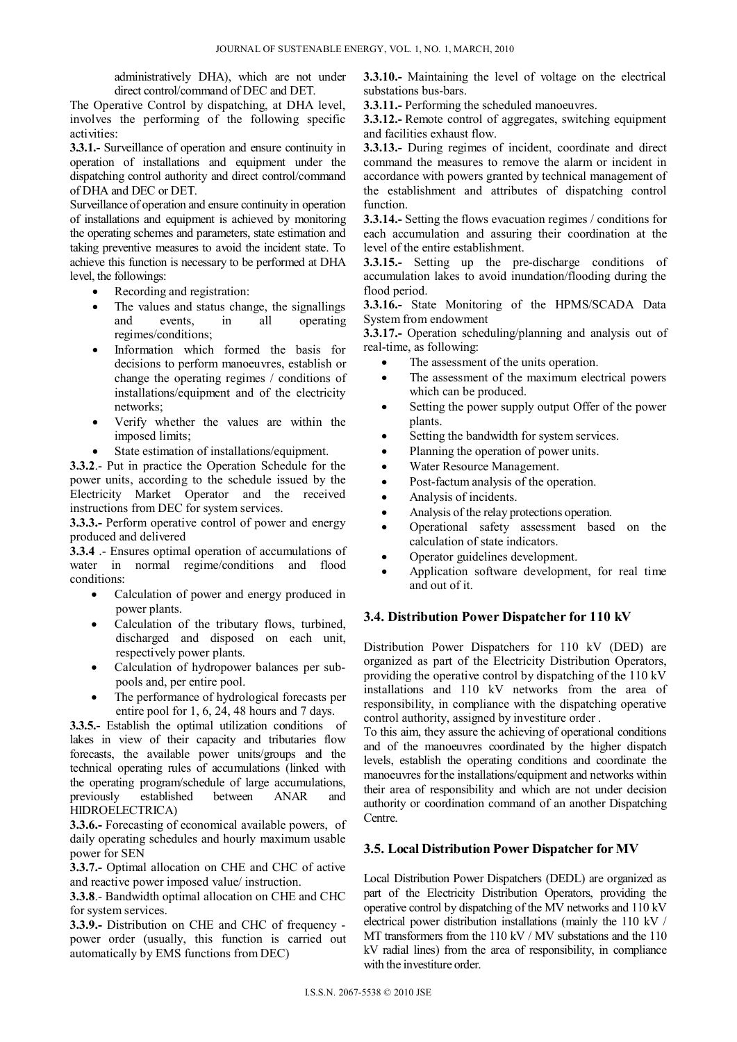administratively DHA), which are not under direct control/command of DEC and DET.

The Operative Control by dispatching, at DHA level, involves the performing of the following specific activities:

**3.3.1.-** Surveillance of operation and ensure continuity in operation of installations and equipment under the dispatching control authority and direct control/command of DHA and DEC or DET.

Surveillance of operation and ensure continuity in operation of installations and equipment is achieved by monitoring the operating schemes and parameters, state estimation and taking preventive measures to avoid the incident state. To achieve this function is necessary to be performed at DHA level, the followings:

- Recording and registration:
- The values and status change, the signallings and events, in all operating regimes/conditions;
- Information which formed the basis for decisions to perform manoeuvres, establish or change the operating regimes / conditions of installations/equipment and of the electricity networks;
- Verify whether the values are within the imposed limits;
- State estimation of installations/equipment.

**3.3.2**.- Put in practice the Operation Schedule for the power units, according to the schedule issued by the Electricity Market Operator and the received instructions from DEC for system services.

**3.3.3.-** Perform operative control of power and energy produced and delivered

**3.3.4** .- Ensures optimal operation of accumulations of water in normal regime/conditions and flood conditions:

- Calculation of power and energy produced in power plants.
- Calculation of the tributary flows, turbined, discharged and disposed on each unit, respectively power plants.
- Calculation of hydropower balances per sub-pools and, per entire pool.
- The performance of hydrological forecasts per entire pool for 1, 6, 24, 48 hours and 7 days.

**3.3.5.-** Establish the optimal utilization conditions of lakes in view of their capacity and tributaries flow forecasts, the available power units/groups and the technical operating rules of accumulations (linked with the operating program/schedule of large accumulations, previously established between ANAR and HIDROELECTRICA)

**3.3.6.-** Forecasting of economical available powers, of daily operating schedules and hourly maximum usable power for SEN

**3.3.7.-** Optimal allocation on CHE and CHC of active and reactive power imposed value/ instruction.

**3.3.8**.- Bandwidth optimal allocation on CHE and CHC for system services.

**3.3.9.-** Distribution on CHE and CHC of frequency - power order (usually, this function is carried out automatically by EMS functions from DEC)

**3.3.10.-** Maintaining the level of voltage on the electrical substations bus-bars.

**3.3.11.-** Performing the scheduled manoeuvres.

**3.3.12.-** Remote control of aggregates, switching equipment and facilities exhaust flow.

**3.3.13.-** During regimes of incident, coordinate and direct command the measures to remove the alarm or incident in accordance with powers granted by technical management of the establishment and attributes of dispatching control function.

**3.3.14.-** Setting the flows evacuation regimes / conditions for each accumulation and assuring their coordination at the level of the entire establishment.

**3.3.15.-** Setting up the pre-discharge conditions of accumulation lakes to avoid inundation/flooding during the flood period.

**3.3.16.-** State Monitoring of the HPMS/SCADA Data System from endowment

**3.3.17.-** Operation scheduling/planning and analysis out of real-time, as following:

- The assessment of the units operation.
- The assessment of the maximum electrical powers which can be produced.
- Setting the power supply output Offer of the power plants.
- Setting the bandwidth for system services.
- Planning the operation of power units.
- Water Resource Management.
- Post-factum analysis of the operation.
- Analysis of incidents.
- Analysis of the relay protections operation.
- Operational safety assessment based on the calculation of state indicators.
- Operator guidelines development.
- Application software development, for real time and out of it.

## 3.4. Distribution Power Dispatcher for 110 kV

Distribution Power Dispatchers for 110 kV (DED) are organized as part of the Electricity Distribution Operators, providing the operative control by dispatching of the 110 kV installations and 110 kV networks from the area of responsibility, in compliance with the dispatching operative control authority, assigned by investiture order .

To this aim, they assure the achieving of operational conditions and of the manoeuvres coordinated by the higher dispatch levels, establish the operating conditions and coordinate the manoeuvres for the installations/equipment and networks within their area of responsibility and which are not under decision authority or coordination command of an another Dispatching Centre.

## 3.5. Local Distribution Power Dispatcher for MV

Local Distribution Power Dispatchers (DEDL) are organized as part of the Electricity Distribution Operators, providing the operative control by dispatching of the MV networks and 110 kV electrical power distribution installations (mainly the 110 kV / MT transformers from the 110 kV / MV substations and the 110 kV radial lines) from the area of responsibility, in compliance with the investiture order.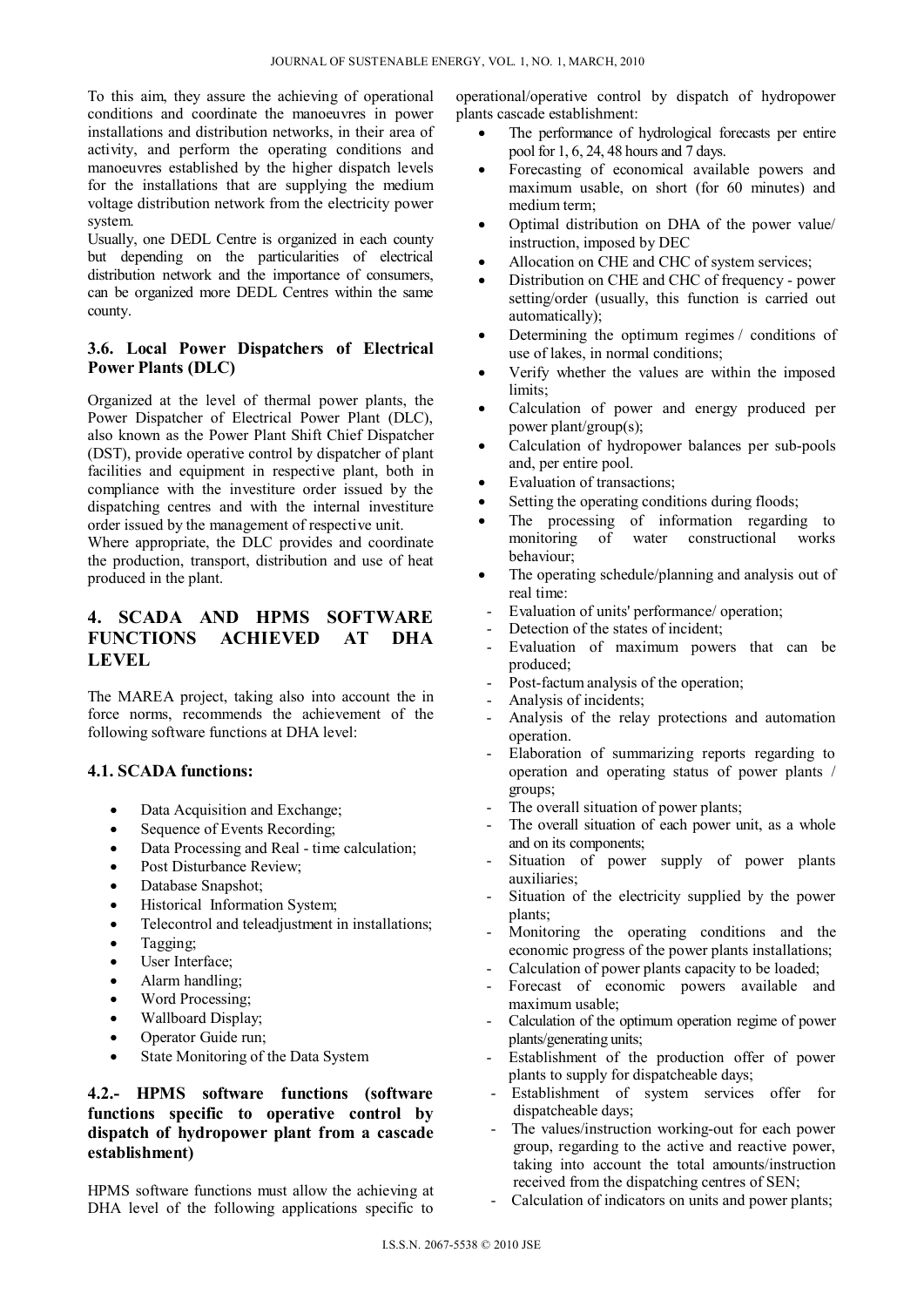To this aim, they assure the achieving of operational conditions and coordinate the manoeuvres in power installations and distribution networks, in their area of activity, and perform the operating conditions and manoeuvres established by the higher dispatch levels for the installations that are supplying the medium voltage distribution network from the electricity power system.

Usually, one DEDL Centre is organized in each county but depending on the particularities of electrical distribution network and the importance of consumers, can be organized more DEDL Centres within the same county.

### 3.6. Local Power Dispatchers of Electrical Power Plants (DLC)

Organized at the level of thermal power plants, the Power Dispatcher of Electrical Power Plant (DLC), also known as the Power Plant Shift Chief Dispatcher (DST), provide operative control by dispatcher of plant facilities and equipment in respective plant, both in compliance with the investiture order issued by the dispatching centres and with the internal investiture order issued by the management of respective unit.

Where appropriate, the DLC provides and coordinate the production, transport, distribution and use of heat produced in the plant.

## 4. SCADA AND HPMS SOFTWARE FUNCTIONS ACHIEVED AT DHA LEVEL

The MAREA project, taking also into account the in force norms, recommends the achievement of the following software functions at DHA level:

### 4.1. SCADA functions:

- Data Acquisition and Exchange;
- Sequence of Events Recording;
- Data Processing and Real - time calculation;
- Post Disturbance Review;
- Database Snapshot;
- Historical Information System;
- Telecontrol and teleadjustment in installations;
- Tagging;
- User Interface;
- Alarm handling;
- Word Processing;
- Wallboard Display;
- Operator Guide run;
- State Monitoring of the Data System

### 4.2.- HPMS software functions (software functions specific to operative control by dispatch of hydropower plant from a cascade establishment)

HPMS software functions must allow the achieving at DHA level of the following applications specific to operational/operative control by dispatch of hydropower plants cascade establishment:

- The performance of hydrological forecasts per entire pool for 1, 6, 24, 48 hours and 7 days.
- Forecasting of economical available powers and maximum usable, on short (for 60 minutes) and medium term;
- Optimal distribution on DHA of the power value/ instruction, imposed by DEC
- Allocation on CHE and CHC of system services;
- Distribution on CHE and CHC of frequency - power setting/order (usually, this function is carried out automatically);
- Determining the optimum regimes / conditions of use of lakes, in normal conditions;
- Verify whether the values are within the imposed limits;
- Calculation of power and energy produced per power plant/group(s);
- Calculation of hydropower balances per sub-pools and, per entire pool.
- Evaluation of transactions;
- Setting the operating conditions during floods;
- The processing of information regarding to monitoring of water constructional works behaviour;
- The operating schedule/planning and analysis out of real time:
  - Evaluation of units' performance/ operation;
  - Detection of the states of incident;
  - Evaluation of maximum powers that can be produced;
  - Post-factum analysis of the operation;
  - Analysis of incidents;
  - Analysis of the relay protections and automation operation.
  - Elaboration of summarizing reports regarding to operation and operating status of power plants / groups;
  - The overall situation of power plants;
  - The overall situation of each power unit, as a whole and on its components;
  - Situation of power supply of power plants auxiliaries;
  - Situation of the electricity supplied by the power plants;
  - Monitoring the operating conditions and the economic progress of the power plants installations;
  - Calculation of power plants capacity to be loaded;
  - Forecast of economic powers available and maximum usable;
  - Calculation of the optimum operation regime of power plants/generating units;
  - Establishment of the production offer of power plants to supply for dispatcheable days;
  - Establishment of system services offer for dispatcheable days;
  - The values/instruction working-out for each power group, regarding to the active and reactive power, taking into account the total amounts/instruction received from the dispatching centres of SEN;
  - Calculation of indicators on units and power plants;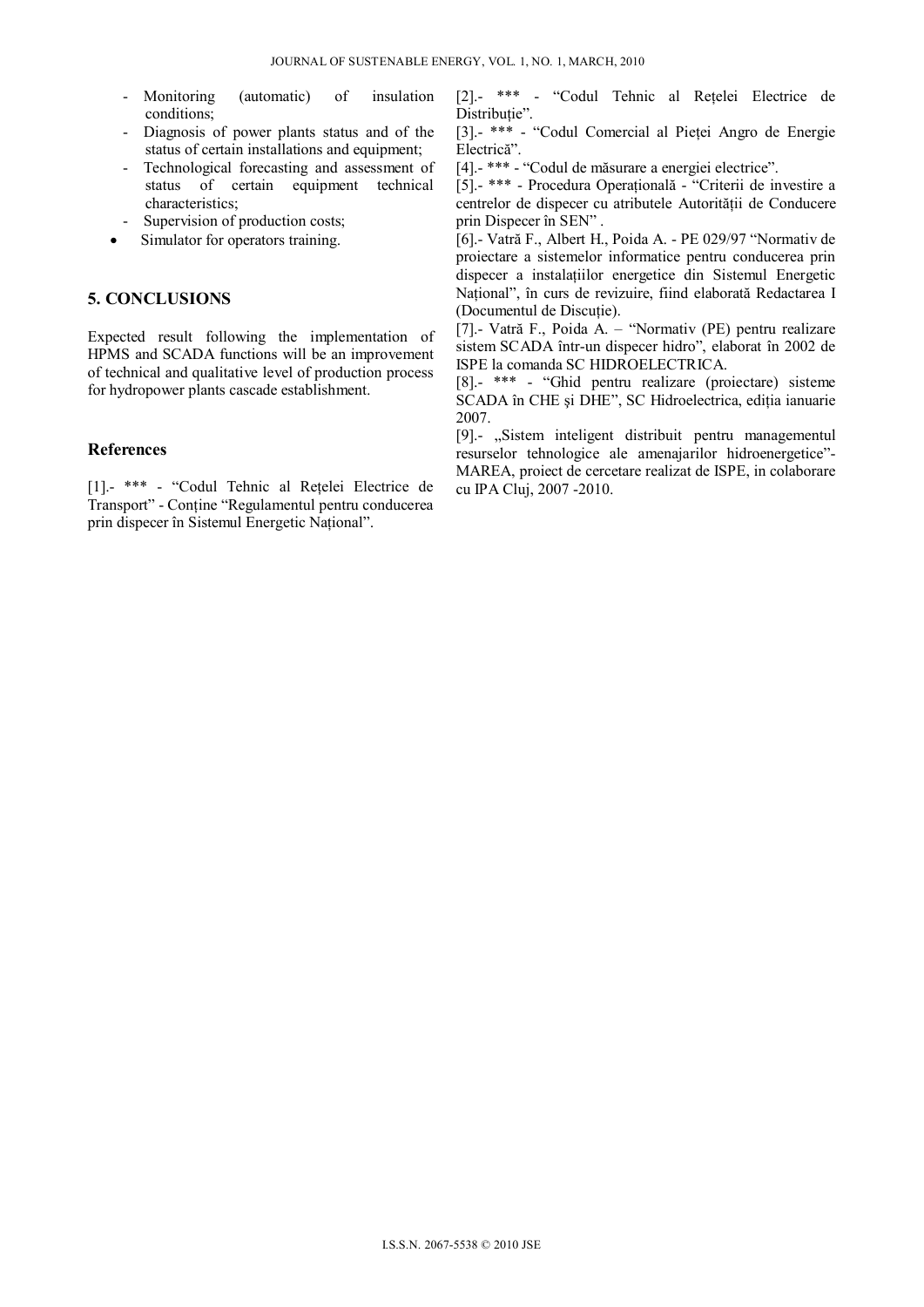- Monitoring (automatic) of insulation conditions;
- Diagnosis of power plants status and of the status of certain installations and equipment;
- Technological forecasting and assessment of status of certain equipment technical characteristics;
- Supervision of production costs;

- Simulator for operators training.

## 5. CONCLUSIONS

Expected result following the implementation of HPMS and SCADA functions will be an improvement of technical and qualitative level of production process for hydropower plants cascade establishment.

### References

[1].- *** - "Codul Tehnic al Rețelei Electrice de Transport" - Conține "Regulamentul pentru conducerea prin dispecer în Sistemul Energetic Național".

[2].- *** - "Codul Tehnic al Rețelei Electrice de Distribuție".

[3].- *** - "Codul Comercial al Pieței Angro de Energie Electrică".

[4].- *** - "Codul de măsurare a energiei electrice".

[5].- *** - Procedura Operațională - "Criterii de investire a centrelor de dispecer cu atributele Autorității de Conducere prin Dispecer în SEN" .

[6].- Vatră F., Albert H., Poida A. - PE 029/97 "Normativ de proiectare a sistemelor informatice pentru conducerea prin dispecer a instalațiilor energetice din Sistemul Energetic Național", în curs de revizuire, fiind elaborată Redactarea I (Documentul de Discuție).

[7].- Vatră F., Poida A. – "Normativ (PE) pentru realizare sistem SCADA într-un dispecer hidro", elaborat în 2002 de ISPE la comanda SC HIDROELECTRICA.

[8].- *** - "Ghid pentru realizare (proiectare) sisteme SCADA în CHE şi DHE", SC Hidroelectrica, ediția ianuarie 2007.

[9].- „Sistem inteligent distribuit pentru managementul resurselor tehnologice ale amenajarilor hidroenergetice"- MAREA, proiect de cercetare realizat de ISPE, in colaborare cu IPA Cluj, 2007 -2010.